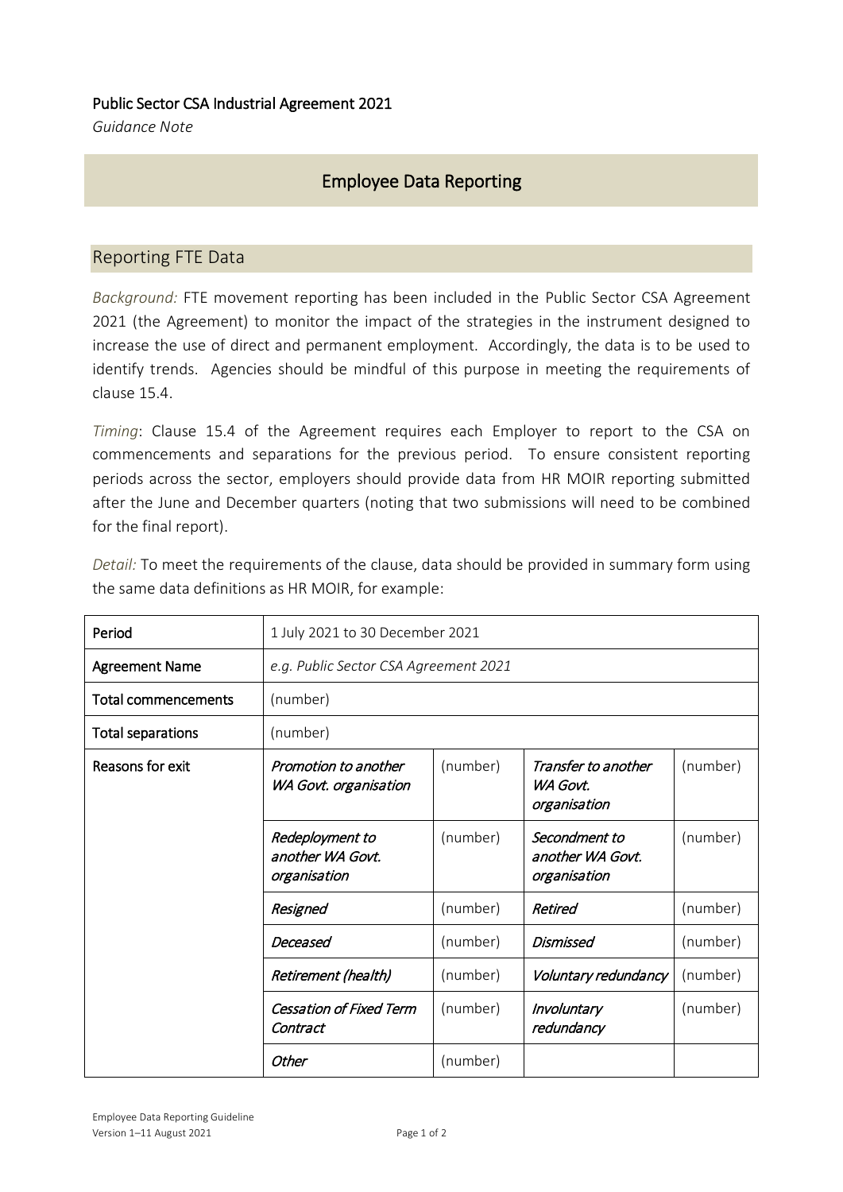Public Sector CSA Industrial Agreement 2021

*Guidance Note*

# Employee Data Reporting

## Reporting FTE Data

*Background:* FTE movement reporting has been included in the Public Sector CSA Agreement 2021 (the Agreement) to monitor the impact of the strategies in the instrument designed to increase the use of direct and permanent employment. Accordingly, the data is to be used to identify trends. Agencies should be mindful of this purpose in meeting the requirements of clause 15.4.

*Timing*: Clause 15.4 of the Agreement requires each Employer to report to the CSA on commencements and separations for the previous period. To ensure consistent reporting periods across the sector, employers should provide data from HR MOIR reporting submitted after the June and December quarters (noting that two submissions will need to be combined for the final report).

*Detail:* To meet the requirements of the clause, data should be provided in summary form using the same data definitions as HR MOIR, for example:

| Period | 1 July 2021 to 30 December 2021 | | | |
|---|---|---|---|---|
| Agreement Name | *e.g. Public Sector CSA Agreement 2021* | | | |
| Total commencements | (number) | | | |
| Total separations | (number) | | | |
| Reasons for exit | *Promotion to another WA Govt. organisation* | (number) | *Transfer to another WA Govt. organisation* | (number) |
| | *Redeployment to another WA Govt. organisation* | (number) | *Secondment to another WA Govt. organisation* | (number) |
| | *Resigned* | (number) | *Retired* | (number) |
| | *Deceased* | (number) | *Dismissed* | (number) |
| | *Retirement (health)* | (number) | *Voluntary redundancy* | (number) |
| | *Cessation of Fixed Term Contract* | (number) | *Involuntary redundancy* | (number) |
| | *Other* | (number) | | |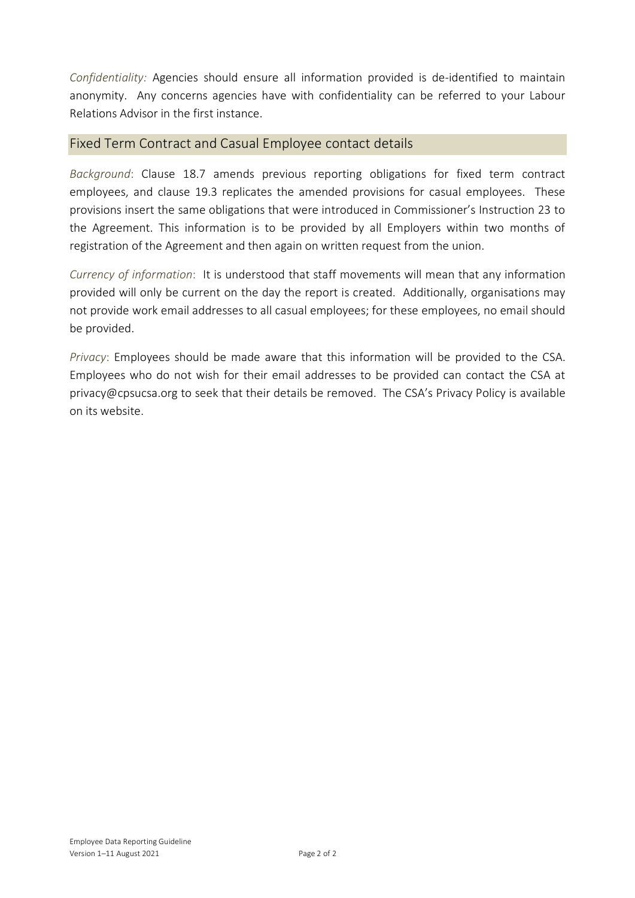*Confidentiality:* Agencies should ensure all information provided is de-identified to maintain anonymity. Any concerns agencies have with confidentiality can be referred to your Labour Relations Advisor in the first instance.

## Fixed Term Contract and Casual Employee contact details

*Background*: Clause 18.7 amends previous reporting obligations for fixed term contract employees, and clause 19.3 replicates the amended provisions for casual employees. These provisions insert the same obligations that were introduced in Commissioner's Instruction 23 to the Agreement. This information is to be provided by all Employers within two months of registration of the Agreement and then again on written request from the union.

*Currency of information*: It is understood that staff movements will mean that any information provided will only be current on the day the report is created. Additionally, organisations may not provide work email addresses to all casual employees; for these employees, no email should be provided.

*Privacy*: Employees should be made aware that this information will be provided to the CSA. Employees who do not wish for their email addresses to be provided can contact the CSA at privacy@cpsucsa.org to seek that their details be removed. The CSA's Privacy Policy is available on its website.